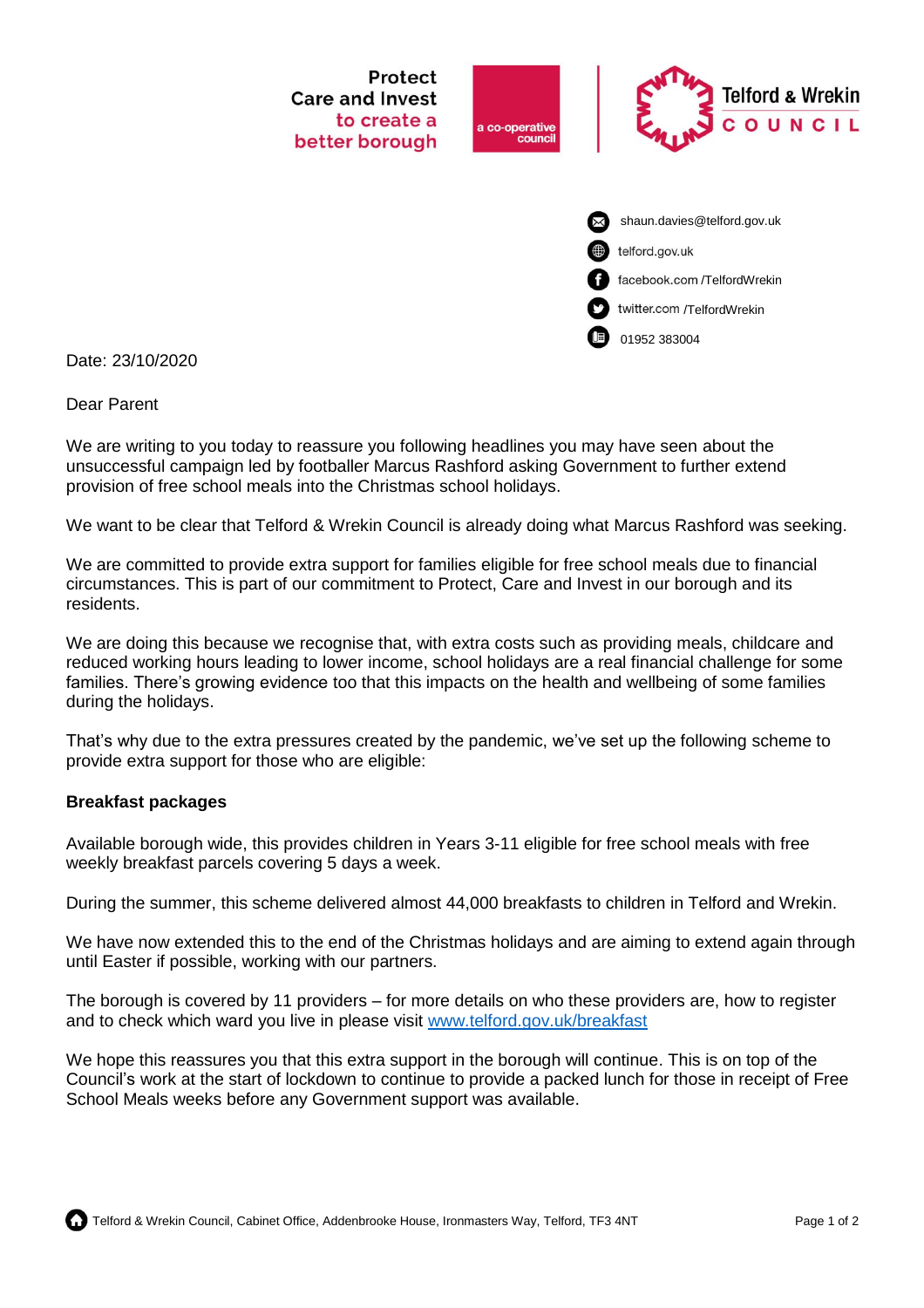Protect Care and Invest to create a better borough

a co-operative council

Telford & Wrekin COUNCIL

shaun.davies@telford.gov.uk
telford.gov.uk
facebook.com /TelfordWrekin
twitter.com /TelfordWrekin
01952 383004

Date: 23/10/2020

Dear Parent

We are writing to you today to reassure you following headlines you may have seen about the unsuccessful campaign led by footballer Marcus Rashford asking Government to further extend provision of free school meals into the Christmas school holidays.

We want to be clear that Telford & Wrekin Council is already doing what Marcus Rashford was seeking.

We are committed to provide extra support for families eligible for free school meals due to financial circumstances. This is part of our commitment to Protect, Care and Invest in our borough and its residents.

We are doing this because we recognise that, with extra costs such as providing meals, childcare and reduced working hours leading to lower income, school holidays are a real financial challenge for some families. There's growing evidence too that this impacts on the health and wellbeing of some families during the holidays.

That's why due to the extra pressures created by the pandemic, we've set up the following scheme to provide extra support for those who are eligible:

**Breakfast packages**

Available borough wide, this provides children in Years 3-11 eligible for free school meals with free weekly breakfast parcels covering 5 days a week.

During the summer, this scheme delivered almost 44,000 breakfasts to children in Telford and Wrekin.

We have now extended this to the end of the Christmas holidays and are aiming to extend again through until Easter if possible, working with our partners.

The borough is covered by 11 providers – for more details on who these providers are, how to register and to check which ward you live in please visit [www.telford.gov.uk/breakfast](www.telford.gov.uk/breakfast)

We hope this reassures you that this extra support in the borough will continue. This is on top of the Council's work at the start of lockdown to continue to provide a packed lunch for those in receipt of Free School Meals weeks before any Government support was available.

Telford & Wrekin Council, Cabinet Office, Addenbrooke House, Ironmasters Way, Telford, TF3 4NT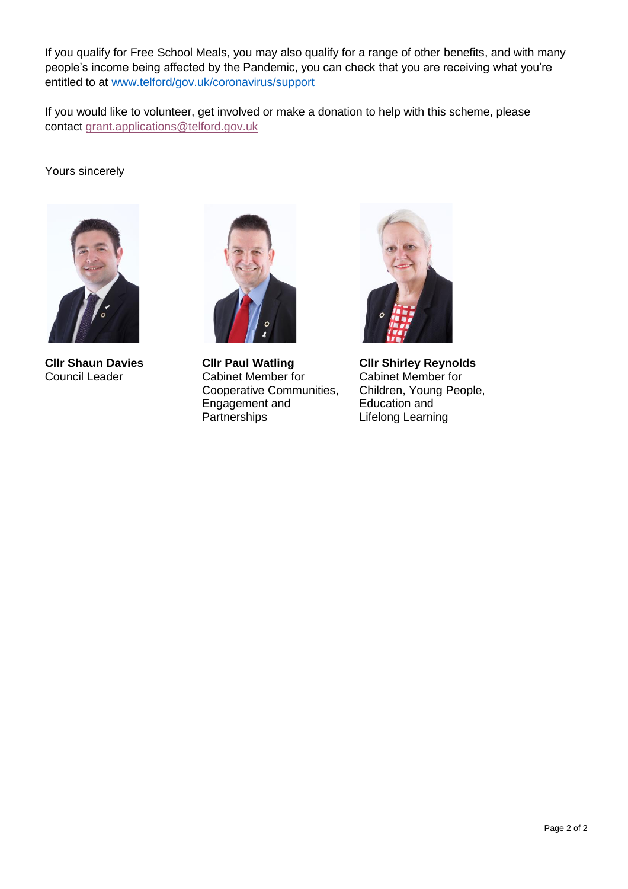If you qualify for Free School Meals, you may also qualify for a range of other benefits, and with many people's income being affected by the Pandemic, you can check that you are receiving what you're entitled to at [www.telford/gov.uk/coronavirus/support](www.telford/gov.uk/coronavirus/support)

If you would like to volunteer, get involved or make a donation to help with this scheme, please contact [grant.applications@telford.gov.uk](mailto:grant.applications@telford.gov.uk)

Yours sincerely

**Cllr Shaun Davies**
Council Leader

**Cllr Paul Watling**
Cabinet Member for Cooperative Communities, Engagement and Partnerships

**Cllr Shirley Reynolds**
Cabinet Member for Children, Young People, Education and Lifelong Learning